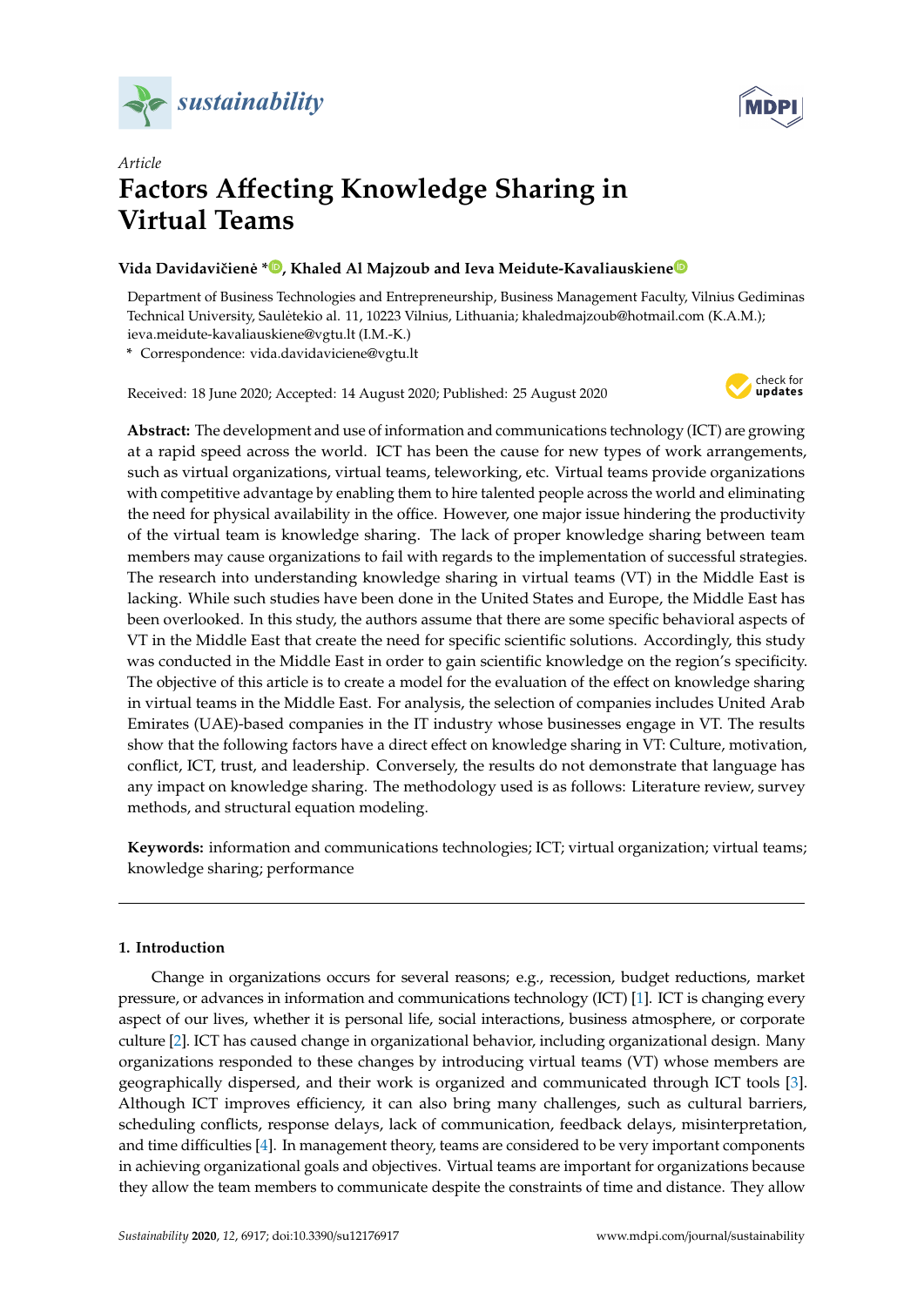*Article*

# Factors Affecting Knowledge Sharing in Virtual Teams

**Vida Davidavičienė \*, Khaled Al Majzoub and Ieva Meidute-Kavaliauskiene**

Department of Business Technologies and Entrepreneurship, Business Management Faculty, Vilnius Gediminas Technical University, Saulėtekio al. 11, 10223 Vilnius, Lithuania; khaledmajzoub@hotmail.com (K.A.M.); ieva.meidute-kavaliauskiene@vgtu.lt (I.M.-K.)

\* Correspondence: vida.davidaviciene@vgtu.lt

Received: 18 June 2020; Accepted: 14 August 2020; Published: 25 August 2020

**Abstract:** The development and use of information and communications technology (ICT) are growing at a rapid speed across the world. ICT has been the cause for new types of work arrangements, such as virtual organizations, virtual teams, teleworking, etc. Virtual teams provide organizations with competitive advantage by enabling them to hire talented people across the world and eliminating the need for physical availability in the office. However, one major issue hindering the productivity of the virtual team is knowledge sharing. The lack of proper knowledge sharing between team members may cause organizations to fail with regards to the implementation of successful strategies. The research into understanding knowledge sharing in virtual teams (VT) in the Middle East is lacking. While such studies have been done in the United States and Europe, the Middle East has been overlooked. In this study, the authors assume that there are some specific behavioral aspects of VT in the Middle East that create the need for specific scientific solutions. Accordingly, this study was conducted in the Middle East in order to gain scientific knowledge on the region's specificity. The objective of this article is to create a model for the evaluation of the effect on knowledge sharing in virtual teams in the Middle East. For analysis, the selection of companies includes United Arab Emirates (UAE)-based companies in the IT industry whose businesses engage in VT. The results show that the following factors have a direct effect on knowledge sharing in VT: Culture, motivation, conflict, ICT, trust, and leadership. Conversely, the results do not demonstrate that language has any impact on knowledge sharing. The methodology used is as follows: Literature review, survey methods, and structural equation modeling.

**Keywords:** information and communications technologies; ICT; virtual organization; virtual teams; knowledge sharing; performance

## 1. Introduction

Change in organizations occurs for several reasons; e.g., recession, budget reductions, market pressure, or advances in information and communications technology (ICT) [1]. ICT is changing every aspect of our lives, whether it is personal life, social interactions, business atmosphere, or corporate culture [2]. ICT has caused change in organizational behavior, including organizational design. Many organizations responded to these changes by introducing virtual teams (VT) whose members are geographically dispersed, and their work is organized and communicated through ICT tools [3]. Although ICT improves efficiency, it can also bring many challenges, such as cultural barriers, scheduling conflicts, response delays, lack of communication, feedback delays, misinterpretation, and time difficulties [4]. In management theory, teams are considered to be very important components in achieving organizational goals and objectives. Virtual teams are important for organizations because they allow the team members to communicate despite the constraints of time and distance. They allow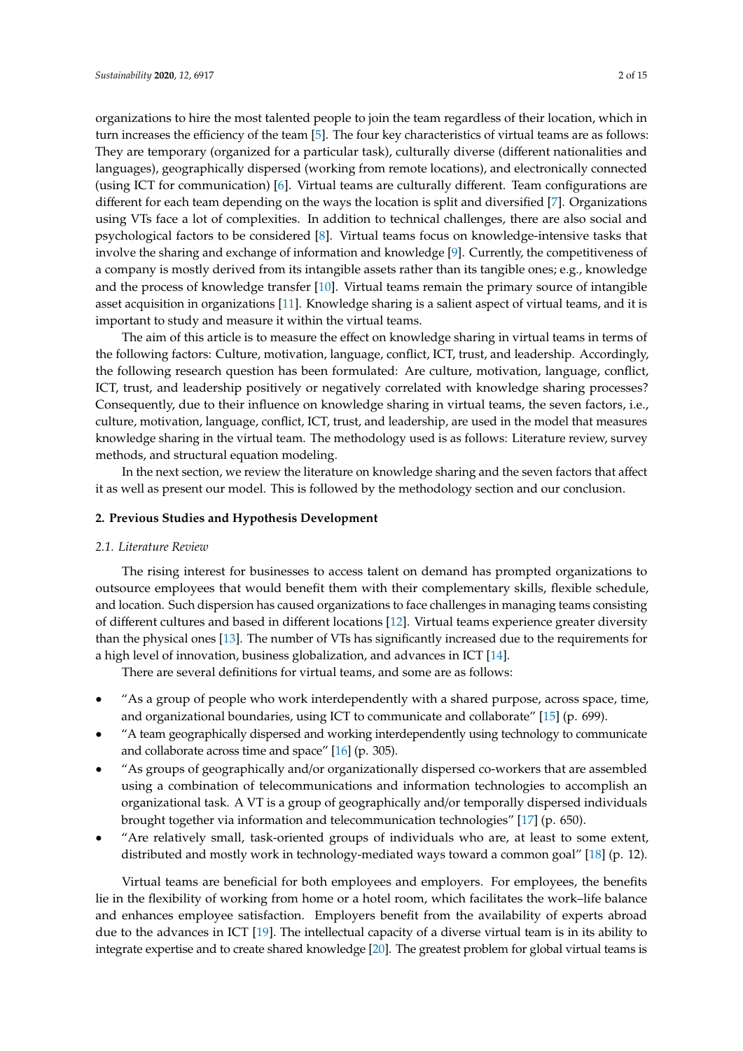organizations to hire the most talented people to join the team regardless of their location, which in turn increases the efficiency of the team [5]. The four key characteristics of virtual teams are as follows: They are temporary (organized for a particular task), culturally diverse (different nationalities and languages), geographically dispersed (working from remote locations), and electronically connected (using ICT for communication) [6]. Virtual teams are culturally different. Team configurations are different for each team depending on the ways the location is split and diversified [7]. Organizations using VTs face a lot of complexities. In addition to technical challenges, there are also social and psychological factors to be considered [8]. Virtual teams focus on knowledge-intensive tasks that involve the sharing and exchange of information and knowledge [9]. Currently, the competitiveness of a company is mostly derived from its intangible assets rather than its tangible ones; e.g., knowledge and the process of knowledge transfer [10]. Virtual teams remain the primary source of intangible asset acquisition in organizations [11]. Knowledge sharing is a salient aspect of virtual teams, and it is important to study and measure it within the virtual teams.

The aim of this article is to measure the effect on knowledge sharing in virtual teams in terms of the following factors: Culture, motivation, language, conflict, ICT, trust, and leadership. Accordingly, the following research question has been formulated: Are culture, motivation, language, conflict, ICT, trust, and leadership positively or negatively correlated with knowledge sharing processes? Consequently, due to their influence on knowledge sharing in virtual teams, the seven factors, i.e., culture, motivation, language, conflict, ICT, trust, and leadership, are used in the model that measures knowledge sharing in the virtual team. The methodology used is as follows: Literature review, survey methods, and structural equation modeling.

In the next section, we review the literature on knowledge sharing and the seven factors that affect it as well as present our model. This is followed by the methodology section and our conclusion.

## 2. Previous Studies and Hypothesis Development

### *2.1. Literature Review*

The rising interest for businesses to access talent on demand has prompted organizations to outsource employees that would benefit them with their complementary skills, flexible schedule, and location. Such dispersion has caused organizations to face challenges in managing teams consisting of different cultures and based in different locations [12]. Virtual teams experience greater diversity than the physical ones [13]. The number of VTs has significantly increased due to the requirements for a high level of innovation, business globalization, and advances in ICT [14].

There are several definitions for virtual teams, and some are as follows:

- "As a group of people who work interdependently with a shared purpose, across space, time, and organizational boundaries, using ICT to communicate and collaborate" [15] (p. 699).
- "A team geographically dispersed and working interdependently using technology to communicate and collaborate across time and space" [16] (p. 305).
- "As groups of geographically and/or organizationally dispersed co-workers that are assembled using a combination of telecommunications and information technologies to accomplish an organizational task. A VT is a group of geographically and/or temporally dispersed individuals brought together via information and telecommunication technologies" [17] (p. 650).
- "Are relatively small, task-oriented groups of individuals who are, at least to some extent, distributed and mostly work in technology-mediated ways toward a common goal" [18] (p. 12).

Virtual teams are beneficial for both employees and employers. For employees, the benefits lie in the flexibility of working from home or a hotel room, which facilitates the work–life balance and enhances employee satisfaction. Employers benefit from the availability of experts abroad due to the advances in ICT [19]. The intellectual capacity of a diverse virtual team is in its ability to integrate expertise and to create shared knowledge [20]. The greatest problem for global virtual teams is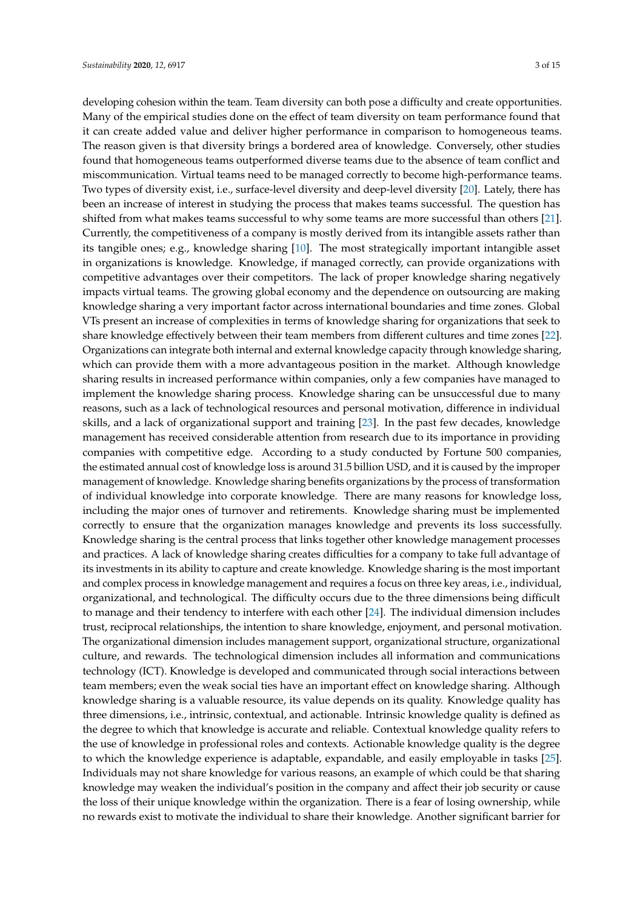developing cohesion within the team. Team diversity can both pose a difficulty and create opportunities. Many of the empirical studies done on the effect of team diversity on team performance found that it can create added value and deliver higher performance in comparison to homogeneous teams. The reason given is that diversity brings a bordered area of knowledge. Conversely, other studies found that homogeneous teams outperformed diverse teams due to the absence of team conflict and miscommunication. Virtual teams need to be managed correctly to become high-performance teams. Two types of diversity exist, i.e., surface-level diversity and deep-level diversity [20]. Lately, there has been an increase of interest in studying the process that makes teams successful. The question has shifted from what makes teams successful to why some teams are more successful than others [21]. Currently, the competitiveness of a company is mostly derived from its intangible assets rather than its tangible ones; e.g., knowledge sharing [10]. The most strategically important intangible asset in organizations is knowledge. Knowledge, if managed correctly, can provide organizations with competitive advantages over their competitors. The lack of proper knowledge sharing negatively impacts virtual teams. The growing global economy and the dependence on outsourcing are making knowledge sharing a very important factor across international boundaries and time zones. Global VTs present an increase of complexities in terms of knowledge sharing for organizations that seek to share knowledge effectively between their team members from different cultures and time zones [22]. Organizations can integrate both internal and external knowledge capacity through knowledge sharing, which can provide them with a more advantageous position in the market. Although knowledge sharing results in increased performance within companies, only a few companies have managed to implement the knowledge sharing process. Knowledge sharing can be unsuccessful due to many reasons, such as a lack of technological resources and personal motivation, difference in individual skills, and a lack of organizational support and training [23]. In the past few decades, knowledge management has received considerable attention from research due to its importance in providing companies with competitive edge. According to a study conducted by Fortune 500 companies, the estimated annual cost of knowledge loss is around 31.5 billion USD, and it is caused by the improper management of knowledge. Knowledge sharing benefits organizations by the process of transformation of individual knowledge into corporate knowledge. There are many reasons for knowledge loss, including the major ones of turnover and retirements. Knowledge sharing must be implemented correctly to ensure that the organization manages knowledge and prevents its loss successfully. Knowledge sharing is the central process that links together other knowledge management processes and practices. A lack of knowledge sharing creates difficulties for a company to take full advantage of its investments in its ability to capture and create knowledge. Knowledge sharing is the most important and complex process in knowledge management and requires a focus on three key areas, i.e., individual, organizational, and technological. The difficulty occurs due to the three dimensions being difficult to manage and their tendency to interfere with each other [24]. The individual dimension includes trust, reciprocal relationships, the intention to share knowledge, enjoyment, and personal motivation. The organizational dimension includes management support, organizational structure, organizational culture, and rewards. The technological dimension includes all information and communications technology (ICT). Knowledge is developed and communicated through social interactions between team members; even the weak social ties have an important effect on knowledge sharing. Although knowledge sharing is a valuable resource, its value depends on its quality. Knowledge quality has three dimensions, i.e., intrinsic, contextual, and actionable. Intrinsic knowledge quality is defined as the degree to which that knowledge is accurate and reliable. Contextual knowledge quality refers to the use of knowledge in professional roles and contexts. Actionable knowledge quality is the degree to which the knowledge experience is adaptable, expandable, and easily employable in tasks [25]. Individuals may not share knowledge for various reasons, an example of which could be that sharing knowledge may weaken the individual's position in the company and affect their job security or cause the loss of their unique knowledge within the organization. There is a fear of losing ownership, while no rewards exist to motivate the individual to share their knowledge. Another significant barrier for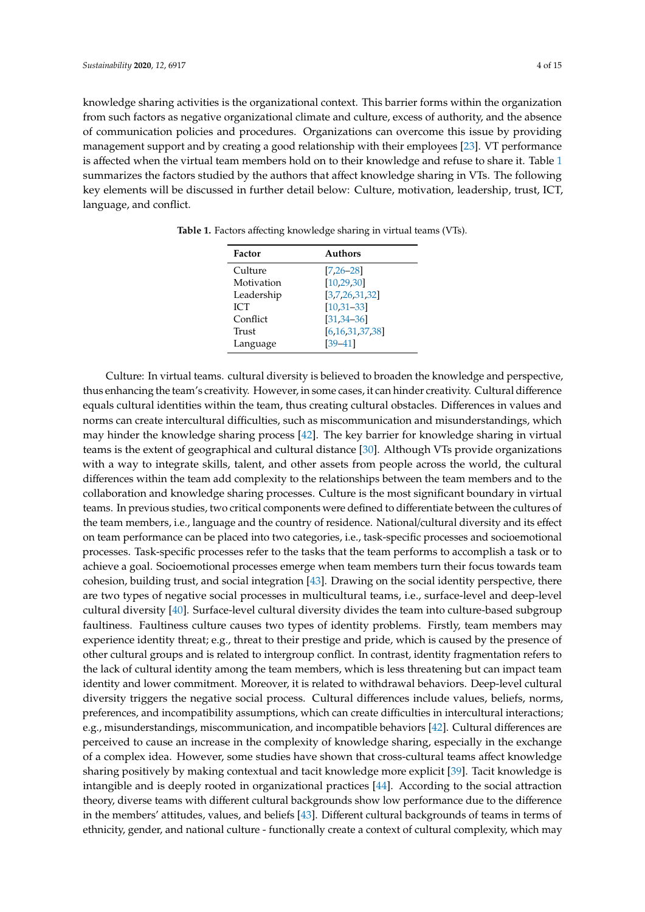knowledge sharing activities is the organizational context. This barrier forms within the organization from such factors as negative organizational climate and culture, excess of authority, and the absence of communication policies and procedures. Organizations can overcome this issue by providing management support and by creating a good relationship with their employees [23]. VT performance is affected when the virtual team members hold on to their knowledge and refuse to share it. Table 1 summarizes the factors studied by the authors that affect knowledge sharing in VTs. The following key elements will be discussed in further detail below: Culture, motivation, leadership, trust, ICT, language, and conflict.

**Table 1.** Factors affecting knowledge sharing in virtual teams (VTs).

| Factor | Authors |
| --- | --- |
| Culture | [7,26–28] |
| Motivation | [10,29,30] |
| Leadership | [3,7,26,31,32] |
| ICT | [10,31–33] |
| Conflict | [31,34–36] |
| Trust | [6,16,31,37,38] |
| Language | [39–41] |

Culture: In virtual teams. cultural diversity is believed to broaden the knowledge and perspective, thus enhancing the team's creativity. However, in some cases, it can hinder creativity. Cultural difference equals cultural identities within the team, thus creating cultural obstacles. Differences in values and norms can create intercultural difficulties, such as miscommunication and misunderstandings, which may hinder the knowledge sharing process [42]. The key barrier for knowledge sharing in virtual teams is the extent of geographical and cultural distance [30]. Although VTs provide organizations with a way to integrate skills, talent, and other assets from people across the world, the cultural differences within the team add complexity to the relationships between the team members and to the collaboration and knowledge sharing processes. Culture is the most significant boundary in virtual teams. In previous studies, two critical components were defined to differentiate between the cultures of the team members, i.e., language and the country of residence. National/cultural diversity and its effect on team performance can be placed into two categories, i.e., task-specific processes and socioemotional processes. Task-specific processes refer to the tasks that the team performs to accomplish a task or to achieve a goal. Socioemotional processes emerge when team members turn their focus towards team cohesion, building trust, and social integration [43]. Drawing on the social identity perspective, there are two types of negative social processes in multicultural teams, i.e., surface-level and deep-level cultural diversity [40]. Surface-level cultural diversity divides the team into culture-based subgroup faultiness. Faultiness culture causes two types of identity problems. Firstly, team members may experience identity threat; e.g., threat to their prestige and pride, which is caused by the presence of other cultural groups and is related to intergroup conflict. In contrast, identity fragmentation refers to the lack of cultural identity among the team members, which is less threatening but can impact team identity and lower commitment. Moreover, it is related to withdrawal behaviors. Deep-level cultural diversity triggers the negative social process. Cultural differences include values, beliefs, norms, preferences, and incompatibility assumptions, which can create difficulties in intercultural interactions; e.g., misunderstandings, miscommunication, and incompatible behaviors [42]. Cultural differences are perceived to cause an increase in the complexity of knowledge sharing, especially in the exchange of a complex idea. However, some studies have shown that cross-cultural teams affect knowledge sharing positively by making contextual and tacit knowledge more explicit [39]. Tacit knowledge is intangible and is deeply rooted in organizational practices [44]. According to the social attraction theory, diverse teams with different cultural backgrounds show low performance due to the difference in the members' attitudes, values, and beliefs [43]. Different cultural backgrounds of teams in terms of ethnicity, gender, and national culture - functionally create a context of cultural complexity, which may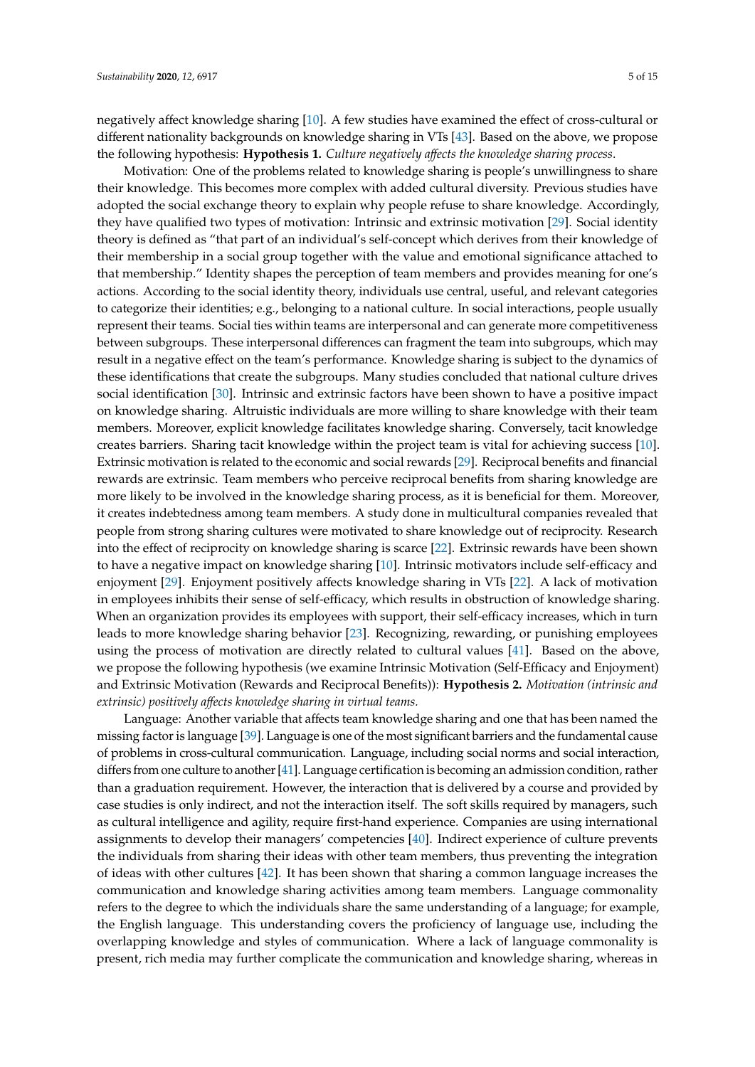negatively affect knowledge sharing [10]. A few studies have examined the effect of cross-cultural or different nationality backgrounds on knowledge sharing in VTs [43]. Based on the above, we propose the following hypothesis: **Hypothesis 1.** *Culture negatively affects the knowledge sharing process*.

Motivation: One of the problems related to knowledge sharing is people's unwillingness to share their knowledge. This becomes more complex with added cultural diversity. Previous studies have adopted the social exchange theory to explain why people refuse to share knowledge. Accordingly, they have qualified two types of motivation: Intrinsic and extrinsic motivation [29]. Social identity theory is defined as "that part of an individual's self-concept which derives from their knowledge of their membership in a social group together with the value and emotional significance attached to that membership." Identity shapes the perception of team members and provides meaning for one's actions. According to the social identity theory, individuals use central, useful, and relevant categories to categorize their identities; e.g., belonging to a national culture. In social interactions, people usually represent their teams. Social ties within teams are interpersonal and can generate more competitiveness between subgroups. These interpersonal differences can fragment the team into subgroups, which may result in a negative effect on the team's performance. Knowledge sharing is subject to the dynamics of these identifications that create the subgroups. Many studies concluded that national culture drives social identification [30]. Intrinsic and extrinsic factors have been shown to have a positive impact on knowledge sharing. Altruistic individuals are more willing to share knowledge with their team members. Moreover, explicit knowledge facilitates knowledge sharing. Conversely, tacit knowledge creates barriers. Sharing tacit knowledge within the project team is vital for achieving success [10]. Extrinsic motivation is related to the economic and social rewards [29]. Reciprocal benefits and financial rewards are extrinsic. Team members who perceive reciprocal benefits from sharing knowledge are more likely to be involved in the knowledge sharing process, as it is beneficial for them. Moreover, it creates indebtedness among team members. A study done in multicultural companies revealed that people from strong sharing cultures were motivated to share knowledge out of reciprocity. Research into the effect of reciprocity on knowledge sharing is scarce [22]. Extrinsic rewards have been shown to have a negative impact on knowledge sharing [10]. Intrinsic motivators include self-efficacy and enjoyment [29]. Enjoyment positively affects knowledge sharing in VTs [22]. A lack of motivation in employees inhibits their sense of self-efficacy, which results in obstruction of knowledge sharing. When an organization provides its employees with support, their self-efficacy increases, which in turn leads to more knowledge sharing behavior [23]. Recognizing, rewarding, or punishing employees using the process of motivation are directly related to cultural values [41]. Based on the above, we propose the following hypothesis (we examine Intrinsic Motivation (Self-Efficacy and Enjoyment) and Extrinsic Motivation (Rewards and Reciprocal Benefits)): **Hypothesis 2.** *Motivation (intrinsic and extrinsic) positively affects knowledge sharing in virtual teams.*

Language: Another variable that affects team knowledge sharing and one that has been named the missing factor is language [39]. Language is one of the most significant barriers and the fundamental cause of problems in cross-cultural communication. Language, including social norms and social interaction, differs from one culture to another [41]. Language certification is becoming an admission condition, rather than a graduation requirement. However, the interaction that is delivered by a course and provided by case studies is only indirect, and not the interaction itself. The soft skills required by managers, such as cultural intelligence and agility, require first-hand experience. Companies are using international assignments to develop their managers' competencies [40]. Indirect experience of culture prevents the individuals from sharing their ideas with other team members, thus preventing the integration of ideas with other cultures [42]. It has been shown that sharing a common language increases the communication and knowledge sharing activities among team members. Language commonality refers to the degree to which the individuals share the same understanding of a language; for example, the English language. This understanding covers the proficiency of language use, including the overlapping knowledge and styles of communication. Where a lack of language commonality is present, rich media may further complicate the communication and knowledge sharing, whereas in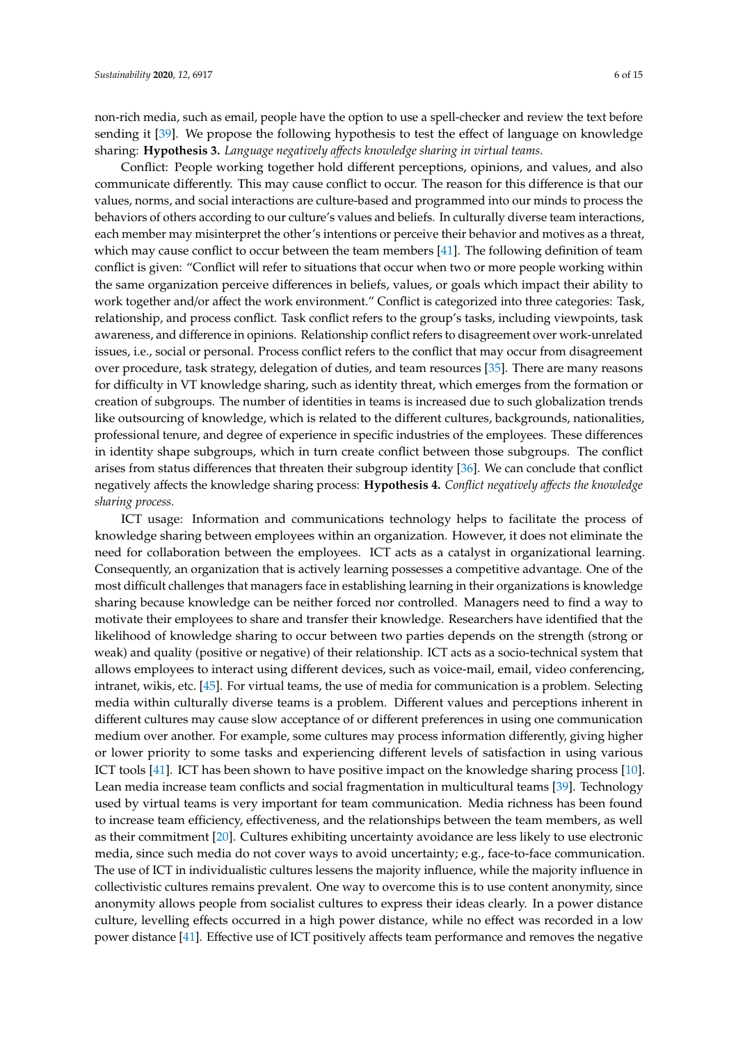non-rich media, such as email, people have the option to use a spell-checker and review the text before sending it [39]. We propose the following hypothesis to test the effect of language on knowledge sharing: **Hypothesis 3.** *Language negatively affects knowledge sharing in virtual teams.*

Conflict: People working together hold different perceptions, opinions, and values, and also communicate differently. This may cause conflict to occur. The reason for this difference is that our values, norms, and social interactions are culture-based and programmed into our minds to process the behaviors of others according to our culture's values and beliefs. In culturally diverse team interactions, each member may misinterpret the other's intentions or perceive their behavior and motives as a threat, which may cause conflict to occur between the team members [41]. The following definition of team conflict is given: "Conflict will refer to situations that occur when two or more people working within the same organization perceive differences in beliefs, values, or goals which impact their ability to work together and/or affect the work environment." Conflict is categorized into three categories: Task, relationship, and process conflict. Task conflict refers to the group's tasks, including viewpoints, task awareness, and difference in opinions. Relationship conflict refers to disagreement over work-unrelated issues, i.e., social or personal. Process conflict refers to the conflict that may occur from disagreement over procedure, task strategy, delegation of duties, and team resources [35]. There are many reasons for difficulty in VT knowledge sharing, such as identity threat, which emerges from the formation or creation of subgroups. The number of identities in teams is increased due to such globalization trends like outsourcing of knowledge, which is related to the different cultures, backgrounds, nationalities, professional tenure, and degree of experience in specific industries of the employees. These differences in identity shape subgroups, which in turn create conflict between those subgroups. The conflict arises from status differences that threaten their subgroup identity [36]. We can conclude that conflict negatively affects the knowledge sharing process: **Hypothesis 4.** *Conflict negatively affects the knowledge sharing process.*

ICT usage: Information and communications technology helps to facilitate the process of knowledge sharing between employees within an organization. However, it does not eliminate the need for collaboration between the employees. ICT acts as a catalyst in organizational learning. Consequently, an organization that is actively learning possesses a competitive advantage. One of the most difficult challenges that managers face in establishing learning in their organizations is knowledge sharing because knowledge can be neither forced nor controlled. Managers need to find a way to motivate their employees to share and transfer their knowledge. Researchers have identified that the likelihood of knowledge sharing to occur between two parties depends on the strength (strong or weak) and quality (positive or negative) of their relationship. ICT acts as a socio-technical system that allows employees to interact using different devices, such as voice-mail, email, video conferencing, intranet, wikis, etc. [45]. For virtual teams, the use of media for communication is a problem. Selecting media within culturally diverse teams is a problem. Different values and perceptions inherent in different cultures may cause slow acceptance of or different preferences in using one communication medium over another. For example, some cultures may process information differently, giving higher or lower priority to some tasks and experiencing different levels of satisfaction in using various ICT tools [41]. ICT has been shown to have positive impact on the knowledge sharing process [10]. Lean media increase team conflicts and social fragmentation in multicultural teams [39]. Technology used by virtual teams is very important for team communication. Media richness has been found to increase team efficiency, effectiveness, and the relationships between the team members, as well as their commitment [20]. Cultures exhibiting uncertainty avoidance are less likely to use electronic media, since such media do not cover ways to avoid uncertainty; e.g., face-to-face communication. The use of ICT in individualistic cultures lessens the majority influence, while the majority influence in collectivistic cultures remains prevalent. One way to overcome this is to use content anonymity, since anonymity allows people from socialist cultures to express their ideas clearly. In a power distance culture, levelling effects occurred in a high power distance, while no effect was recorded in a low power distance [41]. Effective use of ICT positively affects team performance and removes the negative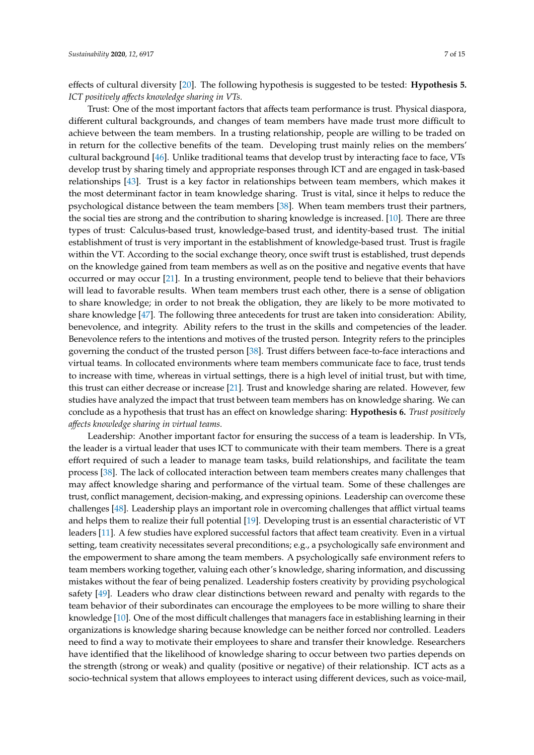effects of cultural diversity [20]. The following hypothesis is suggested to be tested: **Hypothesis 5.** *ICT positively affects knowledge sharing in VTs.*

Trust: One of the most important factors that affects team performance is trust. Physical diaspora, different cultural backgrounds, and changes of team members have made trust more difficult to achieve between the team members. In a trusting relationship, people are willing to be traded on in return for the collective benefits of the team. Developing trust mainly relies on the members' cultural background [46]. Unlike traditional teams that develop trust by interacting face to face, VTs develop trust by sharing timely and appropriate responses through ICT and are engaged in task-based relationships [43]. Trust is a key factor in relationships between team members, which makes it the most determinant factor in team knowledge sharing. Trust is vital, since it helps to reduce the psychological distance between the team members [38]. When team members trust their partners, the social ties are strong and the contribution to sharing knowledge is increased. [10]. There are three types of trust: Calculus-based trust, knowledge-based trust, and identity-based trust. The initial establishment of trust is very important in the establishment of knowledge-based trust. Trust is fragile within the VT. According to the social exchange theory, once swift trust is established, trust depends on the knowledge gained from team members as well as on the positive and negative events that have occurred or may occur [21]. In a trusting environment, people tend to believe that their behaviors will lead to favorable results. When team members trust each other, there is a sense of obligation to share knowledge; in order to not break the obligation, they are likely to be more motivated to share knowledge [47]. The following three antecedents for trust are taken into consideration: Ability, benevolence, and integrity. Ability refers to the trust in the skills and competencies of the leader. Benevolence refers to the intentions and motives of the trusted person. Integrity refers to the principles governing the conduct of the trusted person [38]. Trust differs between face-to-face interactions and virtual teams. In collocated environments where team members communicate face to face, trust tends to increase with time, whereas in virtual settings, there is a high level of initial trust, but with time, this trust can either decrease or increase [21]. Trust and knowledge sharing are related. However, few studies have analyzed the impact that trust between team members has on knowledge sharing. We can conclude as a hypothesis that trust has an effect on knowledge sharing: **Hypothesis 6.** *Trust positively affects knowledge sharing in virtual teams.*

Leadership: Another important factor for ensuring the success of a team is leadership. In VTs, the leader is a virtual leader that uses ICT to communicate with their team members. There is a great effort required of such a leader to manage team tasks, build relationships, and facilitate the team process [38]. The lack of collocated interaction between team members creates many challenges that may affect knowledge sharing and performance of the virtual team. Some of these challenges are trust, conflict management, decision-making, and expressing opinions. Leadership can overcome these challenges [48]. Leadership plays an important role in overcoming challenges that afflict virtual teams and helps them to realize their full potential [19]. Developing trust is an essential characteristic of VT leaders [11]. A few studies have explored successful factors that affect team creativity. Even in a virtual setting, team creativity necessitates several preconditions; e.g., a psychologically safe environment and the empowerment to share among the team members. A psychologically safe environment refers to team members working together, valuing each other's knowledge, sharing information, and discussing mistakes without the fear of being penalized. Leadership fosters creativity by providing psychological safety [49]. Leaders who draw clear distinctions between reward and penalty with regards to the team behavior of their subordinates can encourage the employees to be more willing to share their knowledge [10]. One of the most difficult challenges that managers face in establishing learning in their organizations is knowledge sharing because knowledge can be neither forced nor controlled. Leaders need to find a way to motivate their employees to share and transfer their knowledge. Researchers have identified that the likelihood of knowledge sharing to occur between two parties depends on the strength (strong or weak) and quality (positive or negative) of their relationship. ICT acts as a socio-technical system that allows employees to interact using different devices, such as voice-mail,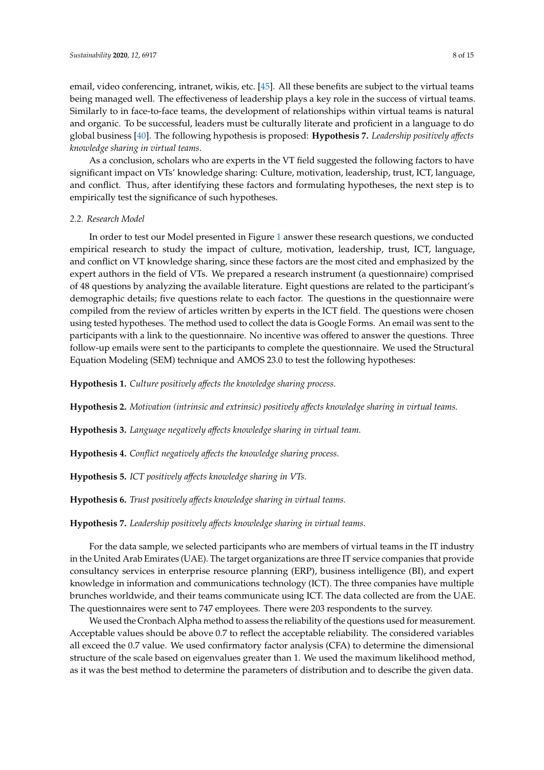email, video conferencing, intranet, wikis, etc. [45]. All these benefits are subject to the virtual teams being managed well. The effectiveness of leadership plays a key role in the success of virtual teams. Similarly to in face-to-face teams, the development of relationships within virtual teams is natural and organic. To be successful, leaders must be culturally literate and proficient in a language to do global business [40]. The following hypothesis is proposed: **Hypothesis 7.** *Leadership positively affects knowledge sharing in virtual teams*.

As a conclusion, scholars who are experts in the VT field suggested the following factors to have significant impact on VTs' knowledge sharing: Culture, motivation, leadership, trust, ICT, language, and conflict. Thus, after identifying these factors and formulating hypotheses, the next step is to empirically test the significance of such hypotheses.

### *2.2. Research Model*

In order to test our Model presented in Figure 1 answer these research questions, we conducted empirical research to study the impact of culture, motivation, leadership, trust, ICT, language, and conflict on VT knowledge sharing, since these factors are the most cited and emphasized by the expert authors in the field of VTs. We prepared a research instrument (a questionnaire) comprised of 48 questions by analyzing the available literature. Eight questions are related to the participant's demographic details; five questions relate to each factor. The questions in the questionnaire were compiled from the review of articles written by experts in the ICT field. The questions were chosen using tested hypotheses. The method used to collect the data is Google Forms. An email was sent to the participants with a link to the questionnaire. No incentive was offered to answer the questions. Three follow-up emails were sent to the participants to complete the questionnaire. We used the Structural Equation Modeling (SEM) technique and AMOS 23.0 to test the following hypotheses:

**Hypothesis 1.** *Culture positively affects the knowledge sharing process.*

**Hypothesis 2.** *Motivation (intrinsic and extrinsic) positively affects knowledge sharing in virtual teams.*

**Hypothesis 3.** *Language negatively affects knowledge sharing in virtual team.*

**Hypothesis 4.** *Conflict negatively affects the knowledge sharing process.*

**Hypothesis 5.** *ICT positively affects knowledge sharing in VTs.*

**Hypothesis 6.** *Trust positively affects knowledge sharing in virtual teams.*

**Hypothesis 7.** *Leadership positively affects knowledge sharing in virtual teams.*

For the data sample, we selected participants who are members of virtual teams in the IT industry in the United Arab Emirates (UAE). The target organizations are three IT service companies that provide consultancy services in enterprise resource planning (ERP), business intelligence (BI), and expert knowledge in information and communications technology (ICT). The three companies have multiple brunches worldwide, and their teams communicate using ICT. The data collected are from the UAE. The questionnaires were sent to 747 employees. There were 203 respondents to the survey.

We used the Cronbach Alpha method to assess the reliability of the questions used for measurement. Acceptable values should be above 0.7 to reflect the acceptable reliability. The considered variables all exceed the 0.7 value. We used confirmatory factor analysis (CFA) to determine the dimensional structure of the scale based on eigenvalues greater than 1. We used the maximum likelihood method, as it was the best method to determine the parameters of distribution and to describe the given data.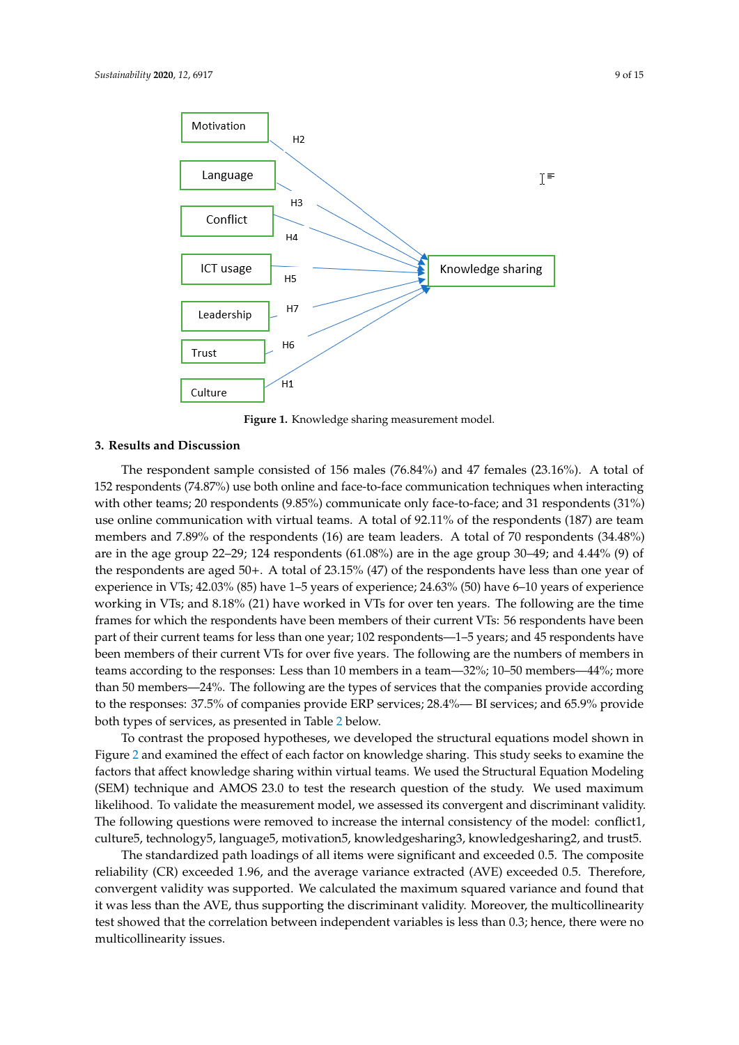**Figure 1.** Knowledge sharing measurement model.

## 3. Results and Discussion

The respondent sample consisted of 156 males (76.84%) and 47 females (23.16%). A total of 152 respondents (74.87%) use both online and face-to-face communication techniques when interacting with other teams; 20 respondents (9.85%) communicate only face-to-face; and 31 respondents (31%) use online communication with virtual teams. A total of 92.11% of the respondents (187) are team members and 7.89% of the respondents (16) are team leaders. A total of 70 respondents (34.48%) are in the age group 22–29; 124 respondents (61.08%) are in the age group 30–49; and 4.44% (9) of the respondents are aged 50+. A total of 23.15% (47) of the respondents have less than one year of experience in VTs; 42.03% (85) have 1–5 years of experience; 24.63% (50) have 6–10 years of experience working in VTs; and 8.18% (21) have worked in VTs for over ten years. The following are the time frames for which the respondents have been members of their current VTs: 56 respondents have been part of their current teams for less than one year; 102 respondents—1–5 years; and 45 respondents have been members of their current VTs for over five years. The following are the numbers of members in teams according to the responses: Less than 10 members in a team—32%; 10–50 members—44%; more than 50 members—24%. The following are the types of services that the companies provide according to the responses: 37.5% of companies provide ERP services; 28.4%— BI services; and 65.9% provide both types of services, as presented in Table 2 below.

To contrast the proposed hypotheses, we developed the structural equations model shown in Figure 2 and examined the effect of each factor on knowledge sharing. This study seeks to examine the factors that affect knowledge sharing within virtual teams. We used the Structural Equation Modeling (SEM) technique and AMOS 23.0 to test the research question of the study. We used maximum likelihood. To validate the measurement model, we assessed its convergent and discriminant validity. The following questions were removed to increase the internal consistency of the model: conflict1, culture5, technology5, language5, motivation5, knowledgesharing3, knowledgesharing2, and trust5.

The standardized path loadings of all items were significant and exceeded 0.5. The composite reliability (CR) exceeded 1.96, and the average variance extracted (AVE) exceeded 0.5. Therefore, convergent validity was supported. We calculated the maximum squared variance and found that it was less than the AVE, thus supporting the discriminant validity. Moreover, the multicollinearity test showed that the correlation between independent variables is less than 0.3; hence, there were no multicollinearity issues.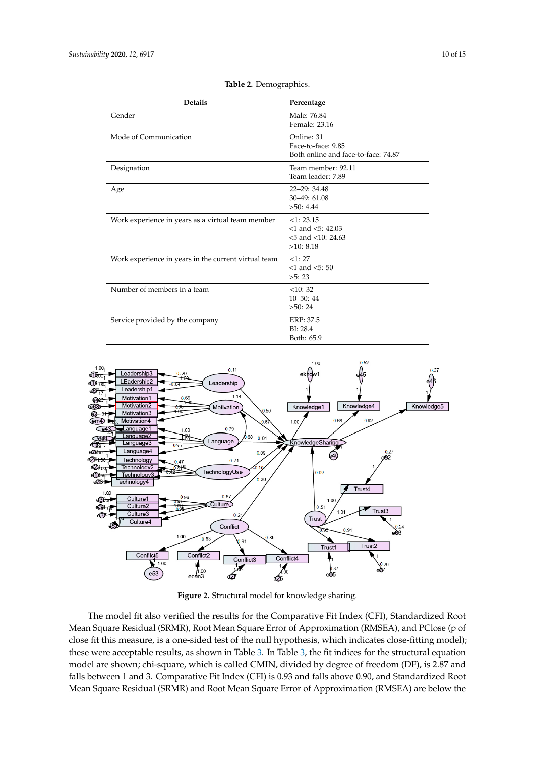**Table 2.** Demographics.

| Details | Percentage |
|---|---|
| Gender | Male: 76.84<br>Female: 23.16 |
| Mode of Communication | Online: 31<br>Face-to-face: 9.85<br>Both online and face-to-face: 74.87 |
| Designation | Team member: 92.11<br>Team leader: 7.89 |
| Age | 22–29: 34.48<br>30–49: 61.08<br>>50: 4.44 |
| Work experience in years as a virtual team member | <1: 23.15<br><1 and <5: 42.03<br><5 and <10: 24.63<br>>10: 8.18 |
| Work experience in years in the current virtual team | <1: 27<br><1 and <5: 50<br>>5: 23 |
| Number of members in a team | <10: 32<br>10–50: 44<br>>50: 24 |
| Service provided by the company | ERP: 37.5<br>BI: 28.4<br>Both: 65.9 |

**Figure 2.** Structural model for knowledge sharing.

The model fit also verified the results for the Comparative Fit Index (CFI), Standardized Root Mean Square Residual (SRMR), Root Mean Square Error of Approximation (RMSEA), and PClose (p of close fit this measure, is a one-sided test of the null hypothesis, which indicates close-fitting model); these were acceptable results, as shown in Table 3. In Table 3, the fit indices for the structural equation model are shown; chi-square, which is called CMIN, divided by degree of freedom (DF), is 2.87 and falls between 1 and 3. Comparative Fit Index (CFI) is 0.93 and falls above 0.90, and Standardized Root Mean Square Residual (SRMR) and Root Mean Square Error of Approximation (RMSEA) are below the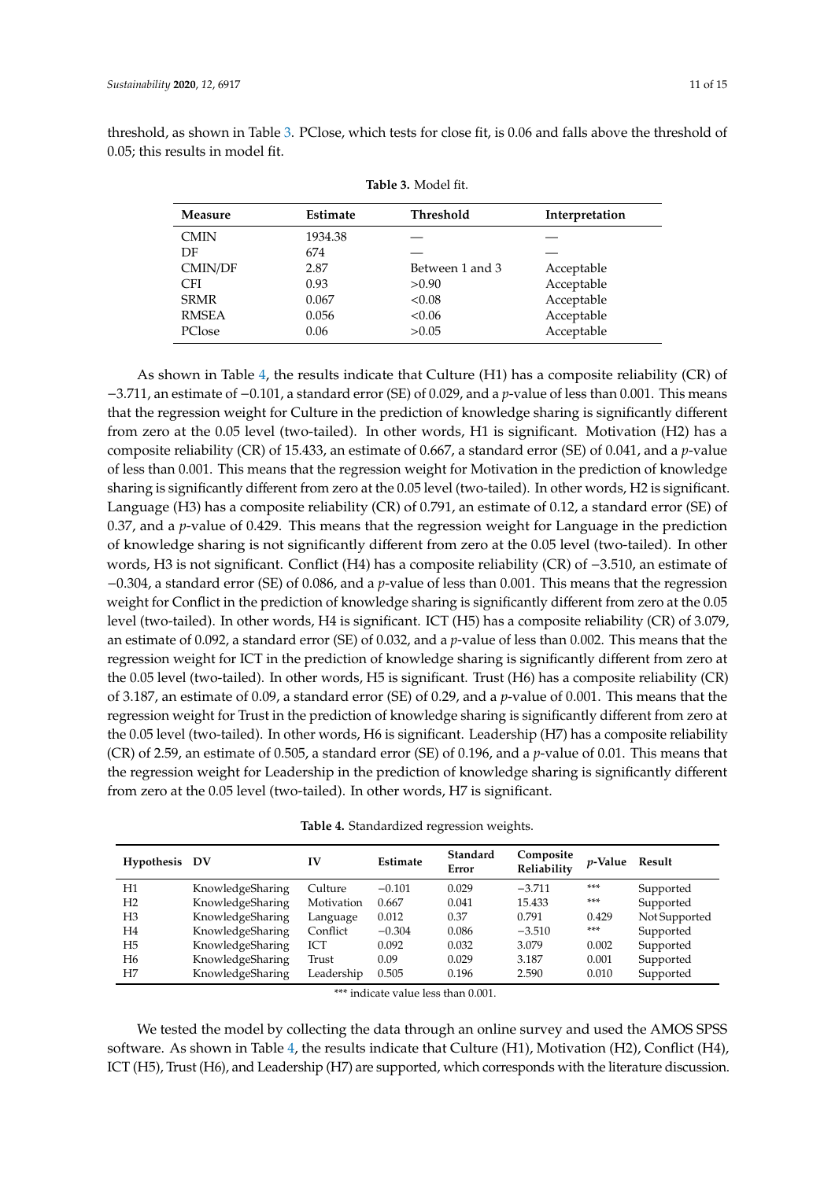threshold, as shown in Table 3. PClose, which tests for close fit, is 0.06 and falls above the threshold of 0.05; this results in model fit.

**Table 3.** Model fit.

| Measure | Estimate | Threshold | Interpretation |
|---|---|---|---|
| CMIN | 1934.38 | — | — |
| DF | 674 | — | — |
| CMIN/DF | 2.87 | Between 1 and 3 | Acceptable |
| CFI | 0.93 | >0.90 | Acceptable |
| SRMR | 0.067 | <0.08 | Acceptable |
| RMSEA | 0.056 | <0.06 | Acceptable |
| PClose | 0.06 | >0.05 | Acceptable |

As shown in Table 4, the results indicate that Culture (H1) has a composite reliability (CR) of −3.711, an estimate of −0.101, a standard error (SE) of 0.029, and a *p*-value of less than 0.001. This means that the regression weight for Culture in the prediction of knowledge sharing is significantly different from zero at the 0.05 level (two-tailed). In other words, H1 is significant. Motivation (H2) has a composite reliability (CR) of 15.433, an estimate of 0.667, a standard error (SE) of 0.041, and a *p*-value of less than 0.001. This means that the regression weight for Motivation in the prediction of knowledge sharing is significantly different from zero at the 0.05 level (two-tailed). In other words, H2 is significant. Language (H3) has a composite reliability (CR) of 0.791, an estimate of 0.12, a standard error (SE) of 0.37, and a *p*-value of 0.429. This means that the regression weight for Language in the prediction of knowledge sharing is not significantly different from zero at the 0.05 level (two-tailed). In other words, H3 is not significant. Conflict (H4) has a composite reliability (CR) of −3.510, an estimate of −0.304, a standard error (SE) of 0.086, and a *p*-value of less than 0.001. This means that the regression weight for Conflict in the prediction of knowledge sharing is significantly different from zero at the 0.05 level (two-tailed). In other words, H4 is significant. ICT (H5) has a composite reliability (CR) of 3.079, an estimate of 0.092, a standard error (SE) of 0.032, and a *p*-value of less than 0.002. This means that the regression weight for ICT in the prediction of knowledge sharing is significantly different from zero at the 0.05 level (two-tailed). In other words, H5 is significant. Trust (H6) has a composite reliability (CR) of 3.187, an estimate of 0.09, a standard error (SE) of 0.29, and a *p*-value of 0.001. This means that the regression weight for Trust in the prediction of knowledge sharing is significantly different from zero at the 0.05 level (two-tailed). In other words, H6 is significant. Leadership (H7) has a composite reliability (CR) of 2.59, an estimate of 0.505, a standard error (SE) of 0.196, and a *p*-value of 0.01. This means that the regression weight for Leadership in the prediction of knowledge sharing is significantly different from zero at the 0.05 level (two-tailed). In other words, H7 is significant.

**Table 4.** Standardized regression weights.

| Hypothesis | DV | IV | Estimate | Standard Error | Composite Reliability | *p*-Value | Result |
|---|---|---|---|---|---|---|---|
| H1 | KnowledgeSharing | Culture | −0.101 | 0.029 | −3.711 | *** | Supported |
| H2 | KnowledgeSharing | Motivation | 0.667 | 0.041 | 15.433 | *** | Supported |
| H3 | KnowledgeSharing | Language | 0.012 | 0.37 | 0.791 | 0.429 | Not Supported |
| H4 | KnowledgeSharing | Conflict | −0.304 | 0.086 | −3.510 | *** | Supported |
| H5 | KnowledgeSharing | ICT | 0.092 | 0.032 | 3.079 | 0.002 | Supported |
| H6 | KnowledgeSharing | Trust | 0.09 | 0.029 | 3.187 | 0.001 | Supported |
| H7 | KnowledgeSharing | Leadership | 0.505 | 0.196 | 2.590 | 0.010 | Supported |

*** indicate value less than 0.001.

We tested the model by collecting the data through an online survey and used the AMOS SPSS software. As shown in Table 4, the results indicate that Culture (H1), Motivation (H2), Conflict (H4), ICT (H5), Trust (H6), and Leadership (H7) are supported, which corresponds with the literature discussion.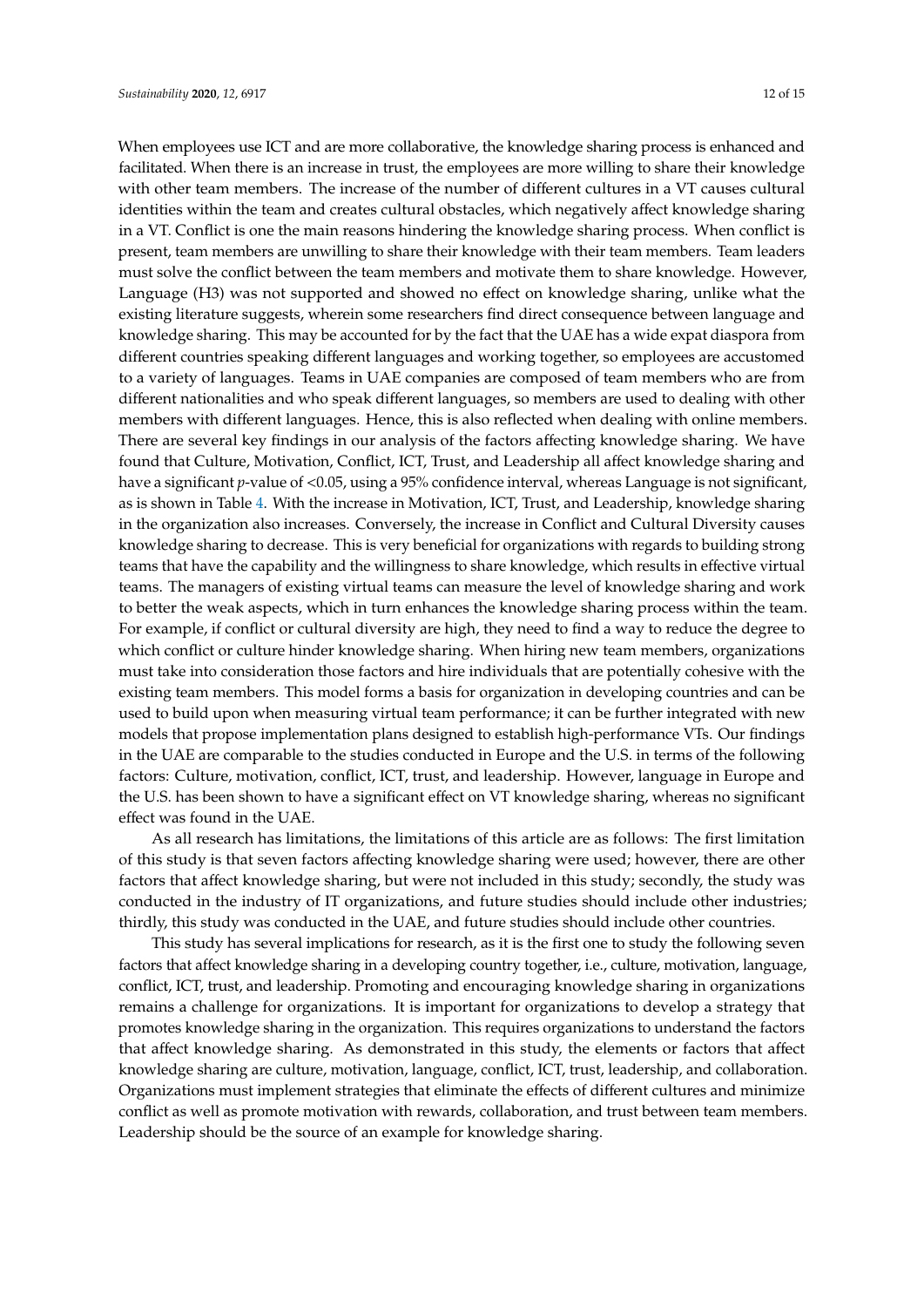When employees use ICT and are more collaborative, the knowledge sharing process is enhanced and facilitated. When there is an increase in trust, the employees are more willing to share their knowledge with other team members. The increase of the number of different cultures in a VT causes cultural identities within the team and creates cultural obstacles, which negatively affect knowledge sharing in a VT. Conflict is one the main reasons hindering the knowledge sharing process. When conflict is present, team members are unwilling to share their knowledge with their team members. Team leaders must solve the conflict between the team members and motivate them to share knowledge. However, Language (H3) was not supported and showed no effect on knowledge sharing, unlike what the existing literature suggests, wherein some researchers find direct consequence between language and knowledge sharing. This may be accounted for by the fact that the UAE has a wide expat diaspora from different countries speaking different languages and working together, so employees are accustomed to a variety of languages. Teams in UAE companies are composed of team members who are from different nationalities and who speak different languages, so members are used to dealing with other members with different languages. Hence, this is also reflected when dealing with online members. There are several key findings in our analysis of the factors affecting knowledge sharing. We have found that Culture, Motivation, Conflict, ICT, Trust, and Leadership all affect knowledge sharing and have a significant *p*-value of $<0.05$, using a 95% confidence interval, whereas Language is not significant, as is shown in Table 4. With the increase in Motivation, ICT, Trust, and Leadership, knowledge sharing in the organization also increases. Conversely, the increase in Conflict and Cultural Diversity causes knowledge sharing to decrease. This is very beneficial for organizations with regards to building strong teams that have the capability and the willingness to share knowledge, which results in effective virtual teams. The managers of existing virtual teams can measure the level of knowledge sharing and work to better the weak aspects, which in turn enhances the knowledge sharing process within the team. For example, if conflict or cultural diversity are high, they need to find a way to reduce the degree to which conflict or culture hinder knowledge sharing. When hiring new team members, organizations must take into consideration those factors and hire individuals that are potentially cohesive with the existing team members. This model forms a basis for organization in developing countries and can be used to build upon when measuring virtual team performance; it can be further integrated with new models that propose implementation plans designed to establish high-performance VTs. Our findings in the UAE are comparable to the studies conducted in Europe and the U.S. in terms of the following factors: Culture, motivation, conflict, ICT, trust, and leadership. However, language in Europe and the U.S. has been shown to have a significant effect on VT knowledge sharing, whereas no significant effect was found in the UAE.

As all research has limitations, the limitations of this article are as follows: The first limitation of this study is that seven factors affecting knowledge sharing were used; however, there are other factors that affect knowledge sharing, but were not included in this study; secondly, the study was conducted in the industry of IT organizations, and future studies should include other industries; thirdly, this study was conducted in the UAE, and future studies should include other countries.

This study has several implications for research, as it is the first one to study the following seven factors that affect knowledge sharing in a developing country together, i.e., culture, motivation, language, conflict, ICT, trust, and leadership. Promoting and encouraging knowledge sharing in organizations remains a challenge for organizations. It is important for organizations to develop a strategy that promotes knowledge sharing in the organization. This requires organizations to understand the factors that affect knowledge sharing. As demonstrated in this study, the elements or factors that affect knowledge sharing are culture, motivation, language, conflict, ICT, trust, leadership, and collaboration. Organizations must implement strategies that eliminate the effects of different cultures and minimize conflict as well as promote motivation with rewards, collaboration, and trust between team members. Leadership should be the source of an example for knowledge sharing.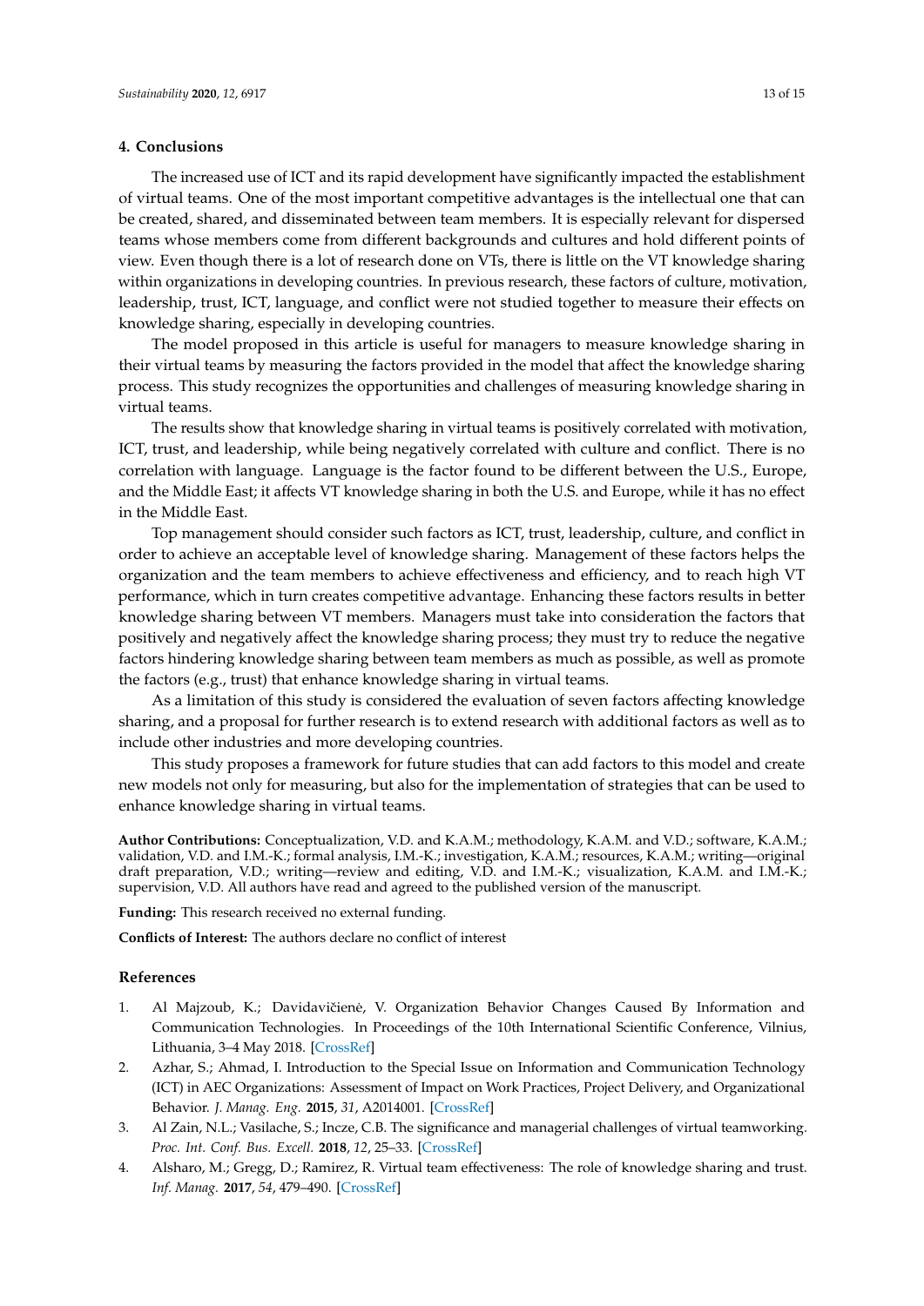## 4. Conclusions

The increased use of ICT and its rapid development have significantly impacted the establishment of virtual teams. One of the most important competitive advantages is the intellectual one that can be created, shared, and disseminated between team members. It is especially relevant for dispersed teams whose members come from different backgrounds and cultures and hold different points of view. Even though there is a lot of research done on VTs, there is little on the VT knowledge sharing within organizations in developing countries. In previous research, these factors of culture, motivation, leadership, trust, ICT, language, and conflict were not studied together to measure their effects on knowledge sharing, especially in developing countries.

The model proposed in this article is useful for managers to measure knowledge sharing in their virtual teams by measuring the factors provided in the model that affect the knowledge sharing process. This study recognizes the opportunities and challenges of measuring knowledge sharing in virtual teams.

The results show that knowledge sharing in virtual teams is positively correlated with motivation, ICT, trust, and leadership, while being negatively correlated with culture and conflict. There is no correlation with language. Language is the factor found to be different between the U.S., Europe, and the Middle East; it affects VT knowledge sharing in both the U.S. and Europe, while it has no effect in the Middle East.

Top management should consider such factors as ICT, trust, leadership, culture, and conflict in order to achieve an acceptable level of knowledge sharing. Management of these factors helps the organization and the team members to achieve effectiveness and efficiency, and to reach high VT performance, which in turn creates competitive advantage. Enhancing these factors results in better knowledge sharing between VT members. Managers must take into consideration the factors that positively and negatively affect the knowledge sharing process; they must try to reduce the negative factors hindering knowledge sharing between team members as much as possible, as well as promote the factors (e.g., trust) that enhance knowledge sharing in virtual teams.

As a limitation of this study is considered the evaluation of seven factors affecting knowledge sharing, and a proposal for further research is to extend research with additional factors as well as to include other industries and more developing countries.

This study proposes a framework for future studies that can add factors to this model and create new models not only for measuring, but also for the implementation of strategies that can be used to enhance knowledge sharing in virtual teams.

**Author Contributions:** Conceptualization, V.D. and K.A.M.; methodology, K.A.M. and V.D.; software, K.A.M.; validation, V.D. and I.M.-K.; formal analysis, I.M.-K.; investigation, K.A.M.; resources, K.A.M.; writing—original draft preparation, V.D.; writing—review and editing, V.D. and I.M.-K.; visualization, K.A.M. and I.M.-K.; supervision, V.D. All authors have read and agreed to the published version of the manuscript.

**Funding:** This research received no external funding.

**Conflicts of Interest:** The authors declare no conflict of interest

## References

1. Al Majzoub, K.; Davidavičienė, V. Organization Behavior Changes Caused By Information and Communication Technologies. In Proceedings of the 10th International Scientific Conference, Vilnius, Lithuania, 3–4 May 2018. [CrossRef]
2. Azhar, S.; Ahmad, I. Introduction to the Special Issue on Information and Communication Technology (ICT) in AEC Organizations: Assessment of Impact on Work Practices, Project Delivery, and Organizational Behavior. *J. Manag. Eng.* **2015**, *31*, A2014001. [CrossRef]
3. Al Zain, N.L.; Vasilache, S.; Incze, C.B. The significance and managerial challenges of virtual teamworking. *Proc. Int. Conf. Bus. Excell.* **2018**, *12*, 25–33. [CrossRef]
4. Alsharo, M.; Gregg, D.; Ramirez, R. Virtual team effectiveness: The role of knowledge sharing and trust. *Inf. Manag.* **2017**, *54*, 479–490. [CrossRef]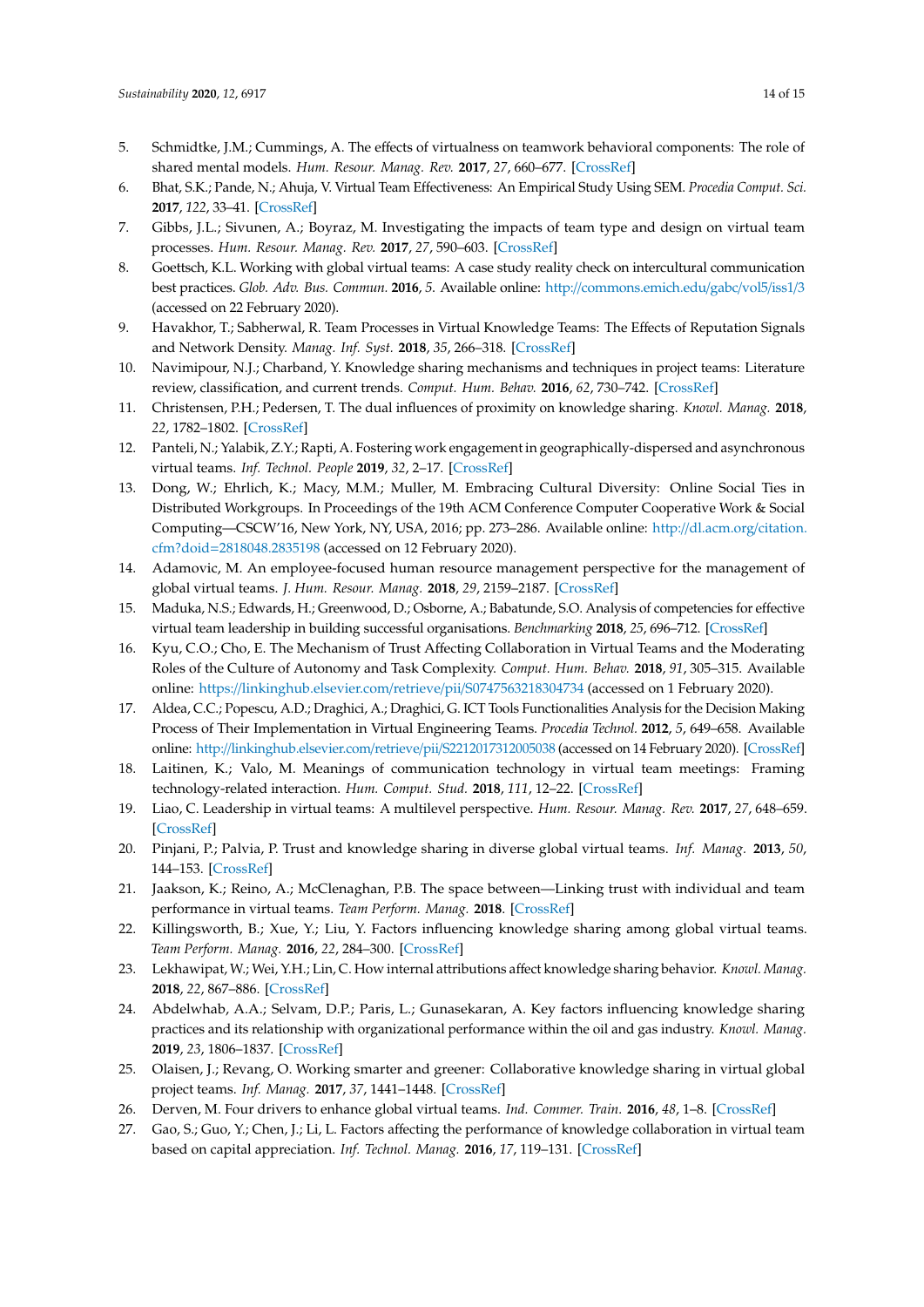5. Schmidtke, J.M.; Cummings, A. The effects of virtualness on teamwork behavioral components: The role of shared mental models. *Hum. Resour. Manag. Rev.* **2017**, *27*, 660–677. [CrossRef]
6. Bhat, S.K.; Pande, N.; Ahuja, V. Virtual Team Effectiveness: An Empirical Study Using SEM. *Procedia Comput. Sci.* **2017**, *122*, 33–41. [CrossRef]
7. Gibbs, J.L.; Sivunen, A.; Boyraz, M. Investigating the impacts of team type and design on virtual team processes. *Hum. Resour. Manag. Rev.* **2017**, *27*, 590–603. [CrossRef]
8. Goettsch, K.L. Working with global virtual teams: A case study reality check on intercultural communication best practices. *Glob. Adv. Bus. Commun.* **2016**, *5*. Available online: http://commons.emich.edu/gabc/vol5/iss1/3 (accessed on 22 February 2020).
9. Havakhor, T.; Sabherwal, R. Team Processes in Virtual Knowledge Teams: The Effects of Reputation Signals and Network Density. *Manag. Inf. Syst.* **2018**, *35*, 266–318. [CrossRef]
10. Navimipour, N.J.; Charband, Y. Knowledge sharing mechanisms and techniques in project teams: Literature review, classification, and current trends. *Comput. Hum. Behav.* **2016**, *62*, 730–742. [CrossRef]
11. Christensen, P.H.; Pedersen, T. The dual influences of proximity on knowledge sharing. *Knowl. Manag.* **2018**, *22*, 1782–1802. [CrossRef]
12. Panteli, N.; Yalabik, Z.Y.; Rapti, A. Fostering work engagement in geographically-dispersed and asynchronous virtual teams. *Inf. Technol. People* **2019**, *32*, 2–17. [CrossRef]
13. Dong, W.; Ehrlich, K.; Macy, M.M.; Muller, M. Embracing Cultural Diversity: Online Social Ties in Distributed Workgroups. In Proceedings of the 19th ACM Conference Computer Cooperative Work & Social Computing—CSCW'16, New York, NY, USA, 2016; pp. 273–286. Available online: http://dl.acm.org/citation.cfm?doid=2818048.2835198 (accessed on 12 February 2020).
14. Adamovic, M. An employee-focused human resource management perspective for the management of global virtual teams. *J. Hum. Resour. Manag.* **2018**, *29*, 2159–2187. [CrossRef]
15. Maduka, N.S.; Edwards, H.; Greenwood, D.; Osborne, A.; Babatunde, S.O. Analysis of competencies for effective virtual team leadership in building successful organisations. *Benchmarking* **2018**, *25*, 696–712. [CrossRef]
16. Kyu, C.O.; Cho, E. The Mechanism of Trust Affecting Collaboration in Virtual Teams and the Moderating Roles of the Culture of Autonomy and Task Complexity. *Comput. Hum. Behav.* **2018**, *91*, 305–315. Available online: https://linkinghub.elsevier.com/retrieve/pii/S0747563218304734 (accessed on 1 February 2020).
17. Aldea, C.C.; Popescu, A.D.; Draghici, A.; Draghici, G. ICT Tools Functionalities Analysis for the Decision Making Process of Their Implementation in Virtual Engineering Teams. *Procedia Technol.* **2012**, *5*, 649–658. Available online: http://linkinghub.elsevier.com/retrieve/pii/S2212017312005038 (accessed on 14 February 2020). [CrossRef]
18. Laitinen, K.; Valo, M. Meanings of communication technology in virtual team meetings: Framing technology-related interaction. *Hum. Comput. Stud.* **2018**, *111*, 12–22. [CrossRef]
19. Liao, C. Leadership in virtual teams: A multilevel perspective. *Hum. Resour. Manag. Rev.* **2017**, *27*, 648–659. [CrossRef]
20. Pinjani, P.; Palvia, P. Trust and knowledge sharing in diverse global virtual teams. *Inf. Manag.* **2013**, *50*, 144–153. [CrossRef]
21. Jaakson, K.; Reino, A.; McClenaghan, P.B. The space between—Linking trust with individual and team performance in virtual teams. *Team Perform. Manag.* **2018**. [CrossRef]
22. Killingsworth, B.; Xue, Y.; Liu, Y. Factors influencing knowledge sharing among global virtual teams. *Team Perform. Manag.* **2016**, *22*, 284–300. [CrossRef]
23. Lekhawipat, W.; Wei, Y.H.; Lin, C. How internal attributions affect knowledge sharing behavior. *Knowl. Manag.* **2018**, *22*, 867–886. [CrossRef]
24. Abdelwhab, A.A.; Selvam, D.P.; Paris, L.; Gunasekaran, A. Key factors influencing knowledge sharing practices and its relationship with organizational performance within the oil and gas industry. *Knowl. Manag.* **2019**, *23*, 1806–1837. [CrossRef]
25. Olaisen, J.; Revang, O. Working smarter and greener: Collaborative knowledge sharing in virtual global project teams. *Inf. Manag.* **2017**, *37*, 1441–1448. [CrossRef]
26. Derven, M. Four drivers to enhance global virtual teams. *Ind. Commer. Train.* **2016**, *48*, 1–8. [CrossRef]
27. Gao, S.; Guo, Y.; Chen, J.; Li, L. Factors affecting the performance of knowledge collaboration in virtual team based on capital appreciation. *Inf. Technol. Manag.* **2016**, *17*, 119–131. [CrossRef]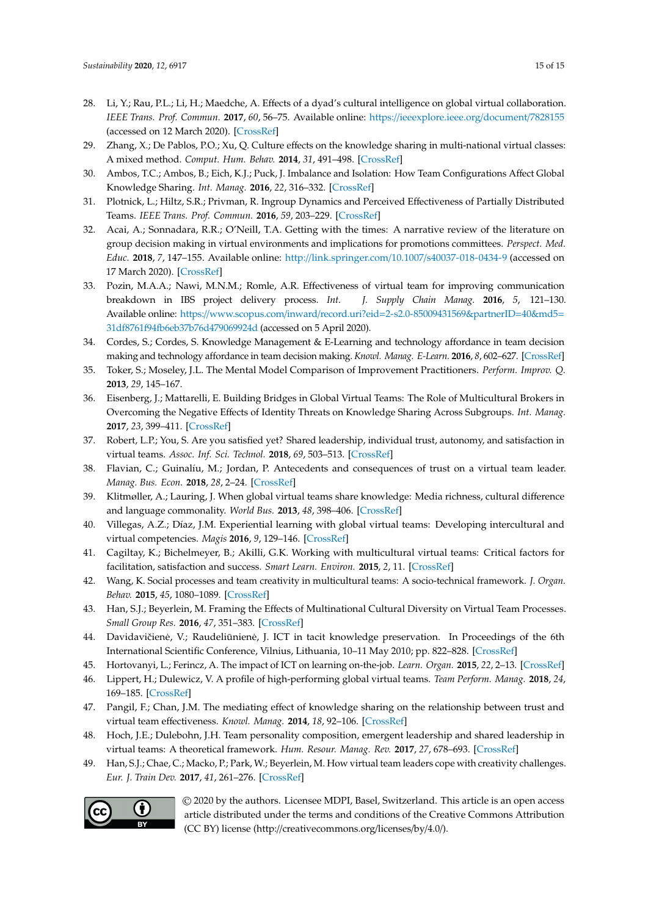28. Li, Y.; Rau, P.L.; Li, H.; Maedche, A. Effects of a dyad's cultural intelligence on global virtual collaboration. *IEEE Trans. Prof. Commun.* **2017**, *60*, 56–75. Available online: https://ieeexplore.ieee.org/document/7828155 (accessed on 12 March 2020). [CrossRef]
29. Zhang, X.; De Pablos, P.O.; Xu, Q. Culture effects on the knowledge sharing in multi-national virtual classes: A mixed method. *Comput. Hum. Behav.* **2014**, *31*, 491–498. [CrossRef]
30. Ambos, T.C.; Ambos, B.; Eich, K.J.; Puck, J. Imbalance and Isolation: How Team Configurations Affect Global Knowledge Sharing. *Int. Manag.* **2016**, *22*, 316–332. [CrossRef]
31. Plotnick, L.; Hiltz, S.R.; Privman, R. Ingroup Dynamics and Perceived Effectiveness of Partially Distributed Teams. *IEEE Trans. Prof. Commun.* **2016**, *59*, 203–229. [CrossRef]
32. Acai, A.; Sonnadara, R.R.; O'Neill, T.A. Getting with the times: A narrative review of the literature on group decision making in virtual environments and implications for promotions committees. *Perspect. Med. Educ.* **2018**, *7*, 147–155. Available online: http://link.springer.com/10.1007/s40037-018-0434-9 (accessed on 17 March 2020). [CrossRef]
33. Pozin, M.A.A.; Nawi, M.N.M.; Romle, A.R. Effectiveness of virtual team for improving communication breakdown in IBS project delivery process. *Int. J. Supply Chain Manag.* **2016**, *5*, 121–130. Available online: https://www.scopus.com/inward/record.uri?eid=2-s2.0-85009431569&partnerID=40&md5=31df8761f94fb6eb37b76d479069924d (accessed on 5 April 2020).
34. Cordes, S.; Cordes, S. Knowledge Management & E-Learning and technology affordance in team decision making and technology affordance in team decision making. *Knowl. Manag. E-Learn.* **2016**, *8*, 602–627. [CrossRef]
35. Toker, S.; Moseley, J.L. The Mental Model Comparison of Improvement Practitioners. *Perform. Improv. Q.* **2013**, *29*, 145–167.
36. Eisenberg, J.; Mattarelli, E. Building Bridges in Global Virtual Teams: The Role of Multicultural Brokers in Overcoming the Negative Effects of Identity Threats on Knowledge Sharing Across Subgroups. *Int. Manag.* **2017**, *23*, 399–411. [CrossRef]
37. Robert, L.P.; You, S. Are you satisfied yet? Shared leadership, individual trust, autonomy, and satisfaction in virtual teams. *Assoc. Inf. Sci. Technol.* **2018**, *69*, 503–513. [CrossRef]
38. Flavian, C.; Guinalíu, M.; Jordan, P. Antecedents and consequences of trust on a virtual team leader. *Manag. Bus. Econ.* **2018**, *28*, 2–24. [CrossRef]
39. Klitmøller, A.; Lauring, J. When global virtual teams share knowledge: Media richness, cultural difference and language commonality. *World Bus.* **2013**, *48*, 398–406. [CrossRef]
40. Villegas, A.Z.; Díaz, J.M. Experiential learning with global virtual teams: Developing intercultural and virtual competencies. *Magis* **2016**, *9*, 129–146. [CrossRef]
41. Cagiltay, K.; Bichelmeyer, B.; Akilli, G.K. Working with multicultural virtual teams: Critical factors for facilitation, satisfaction and success. *Smart Learn. Environ.* **2015**, *2*, 11. [CrossRef]
42. Wang, K. Social processes and team creativity in multicultural teams: A socio-technical framework. *J. Organ. Behav.* **2015**, *45*, 1080–1089. [CrossRef]
43. Han, S.J.; Beyerlein, M. Framing the Effects of Multinational Cultural Diversity on Virtual Team Processes. *Small Group Res.* **2016**, *47*, 351–383. [CrossRef]
44. Davidavičienė, V.; Raudeliūnienė, J. ICT in tacit knowledge preservation. In Proceedings of the 6th International Scientific Conference, Vilnius, Lithuania, 10–11 May 2010; pp. 822–828. [CrossRef]
45. Hortovanyi, L.; Ferincz, A. The impact of ICT on learning on-the-job. *Learn. Organ.* **2015**, *22*, 2–13. [CrossRef]
46. Lippert, H.; Dulewicz, V. A profile of high-performing global virtual teams. *Team Perform. Manag.* **2018**, *24*, 169–185. [CrossRef]
47. Pangil, F.; Chan, J.M. The mediating effect of knowledge sharing on the relationship between trust and virtual team effectiveness. *Knowl. Manag.* **2014**, *18*, 92–106. [CrossRef]
48. Hoch, J.E.; Dulebohn, J.H. Team personality composition, emergent leadership and shared leadership in virtual teams: A theoretical framework. *Hum. Resour. Manag. Rev.* **2017**, *27*, 678–693. [CrossRef]
49. Han, S.J.; Chae, C.; Macko, P.; Park, W.; Beyerlein, M. How virtual team leaders cope with creativity challenges. *Eur. J. Train Dev.* **2017**, *41*, 261–276. [CrossRef]

© 2020 by the authors. Licensee MDPI, Basel, Switzerland. This article is an open access article distributed under the terms and conditions of the Creative Commons Attribution (CC BY) license (http://creativecommons.org/licenses/by/4.0/).